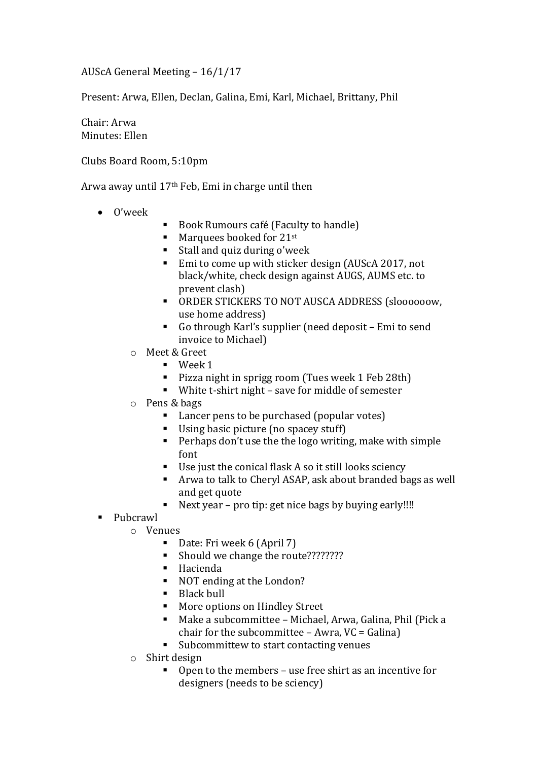AUScA General Meeting – 16/1/17

Present: Arwa, Ellen, Declan, Galina, Emi, Karl, Michael, Brittany, Phil

Chair: Arwa
Minutes: Ellen

Clubs Board Room, 5:10pm

Arwa away until 17th Feb, Emi in charge until then

- O'week
    - Book Rumours café (Faculty to handle)
    - Marquees booked for 21st
    - Stall and quiz during o'week
    - Emi to come up with sticker design (AUScA 2017, not black/white, check design against AUGS, AUMS etc. to prevent clash)
    - ORDER STICKERS TO NOT AUSCA ADDRESS (slooooow, use home address)
    - Go through Karl's supplier (need deposit – Emi to send invoice to Michael)
  - Meet & Greet
    - Week 1
    - Pizza night in sprigg room (Tues week 1 Feb 28th)
    - White t-shirt night – save for middle of semester
  - Pens & bags
    - Lancer pens to be purchased (popular votes)
    - Using basic picture (no spacey stuff)
    - Perhaps don't use the the logo writing, make with simple font
    - Use just the conical flask A so it still looks sciency
    - Arwa to talk to Cheryl ASAP, ask about branded bags as well and get quote
    - Next year – pro tip: get nice bags by buying early!!!!
- Pubcrawl
  - Venues
    - Date: Fri week 6 (April 7)
    - Should we change the route????????
    - Hacienda
    - NOT ending at the London?
    - Black bull
    - More options on Hindley Street
    - Make a subcommittee – Michael, Arwa, Galina, Phil (Pick a chair for the subcommittee – Awra, VC = Galina)
    - Subcommittew to start contacting venues
  - Shirt design
    - Open to the members – use free shirt as an incentive for designers (needs to be sciency)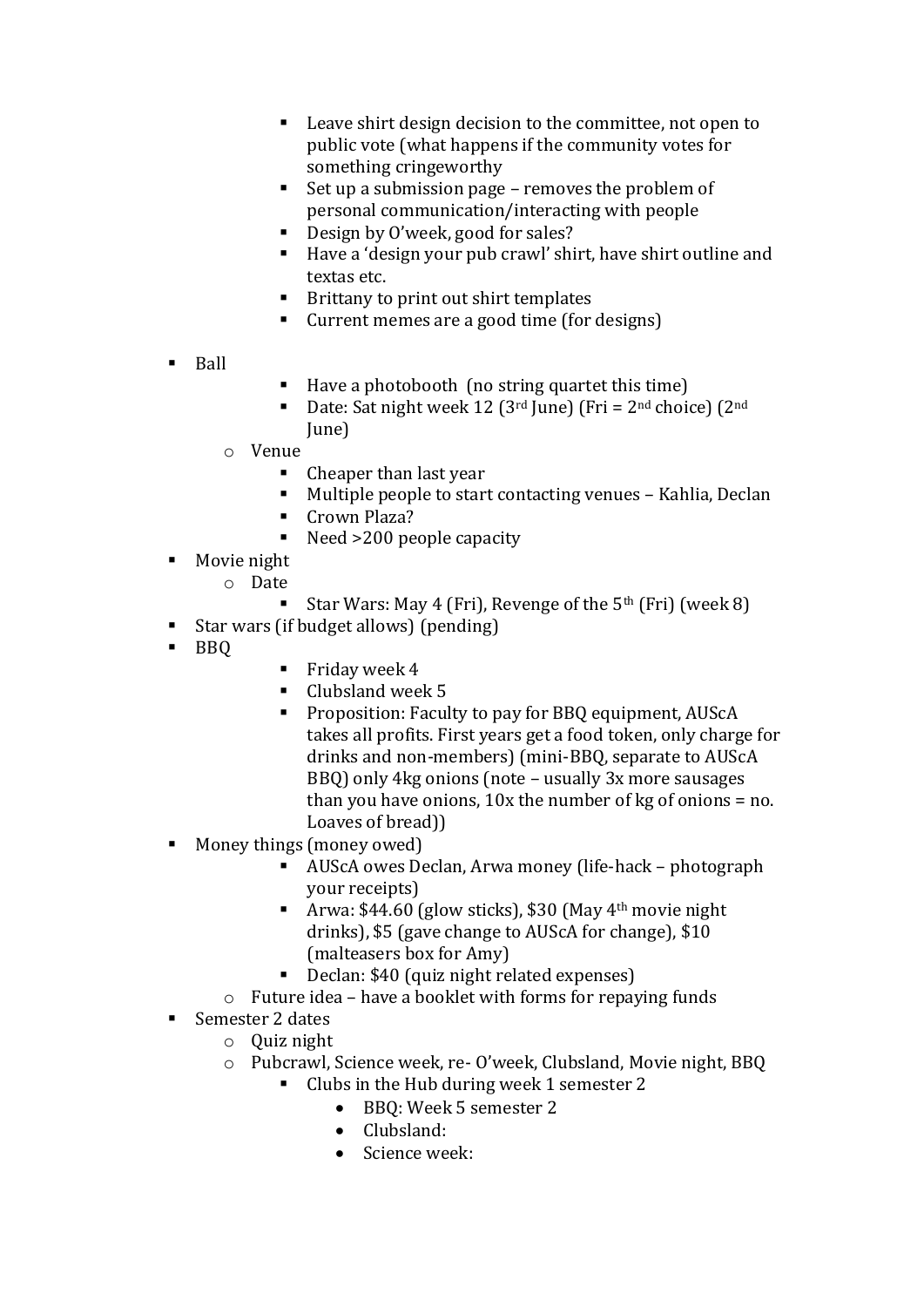- Leave shirt design decision to the committee, not open to public vote (what happens if the community votes for something cringeworthy
    - Set up a submission page – removes the problem of personal communication/interacting with people
    - Design by O'week, good for sales?
    - Have a 'design your pub crawl' shirt, have shirt outline and textas etc.
    - Brittany to print out shirt templates
    - Current memes are a good time (for designs)

- Ball
    - Have a photobooth (no string quartet this time)
    - Date: Sat night week 12 (3rd June) (Fri = 2nd choice) (2nd June)
  - Venue
    - Cheaper than last year
    - Multiple people to start contacting venues – Kahlia, Declan
    - Crown Plaza?
    - Need >200 people capacity
- Movie night
  - Date
    - Star Wars: May 4 (Fri), Revenge of the 5th (Fri) (week 8)
- Star wars (if budget allows) (pending)
- BBQ
    - Friday week 4
    - Clubsland week 5
    - Proposition: Faculty to pay for BBQ equipment, AUScA takes all profits. First years get a food token, only charge for drinks and non-members) (mini-BBQ, separate to AUScA BBQ) only 4kg onions (note – usually 3x more sausages than you have onions, 10x the number of kg of onions = no. Loaves of bread))
- Money things (money owed)
    - AUScA owes Declan, Arwa money (life-hack – photograph your receipts)
    - Arwa: $44.60 (glow sticks), $30 (May 4th movie night drinks), $5 (gave change to AUScA for change), $10 (malteasers box for Amy)
    - Declan: $40 (quiz night related expenses)
  - Future idea – have a booklet with forms for repaying funds
- Semester 2 dates
  - Quiz night
  - Pubcrawl, Science week, re- O'week, Clubsland, Movie night, BBQ
    - Clubs in the Hub during week 1 semester 2
      - BBQ: Week 5 semester 2
      - Clubsland:
      - Science week: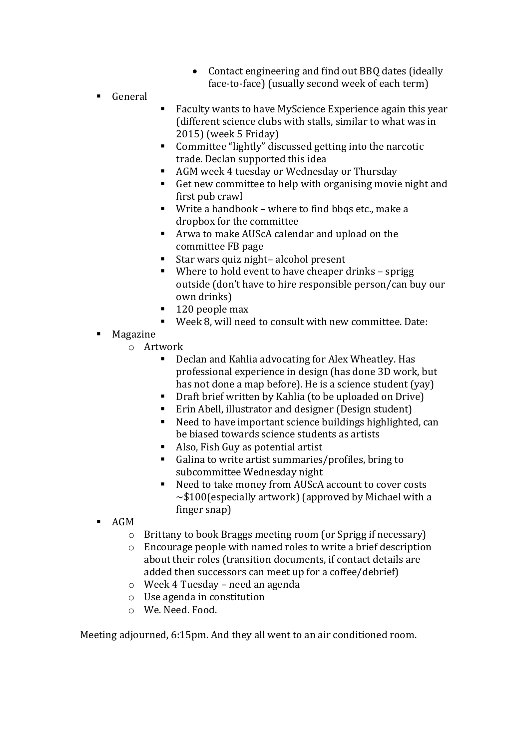- Contact engineering and find out BBQ dates (ideally face-to-face) (usually second week of each term)

- General
    - Faculty wants to have MyScience Experience again this year (different science clubs with stalls, similar to what was in 2015) (week 5 Friday)
    - Committee "lightly" discussed getting into the narcotic trade. Declan supported this idea
    - AGM week 4 tuesday or Wednesday or Thursday
    - Get new committee to help with organising movie night and first pub crawl
    - Write a handbook – where to find bbqs etc., make a dropbox for the committee
    - Arwa to make AUScA calendar and upload on the committee FB page
    - Star wars quiz night– alcohol present
    - Where to hold event to have cheaper drinks – sprigg outside (don't have to hire responsible person/can buy our own drinks)
    - 120 people max
    - Week 8, will need to consult with new committee. Date:
- Magazine
    - Artwork
        - Declan and Kahlia advocating for Alex Wheatley. Has professional experience in design (has done 3D work, but has not done a map before). He is a science student (yay)
        - Draft brief written by Kahlia (to be uploaded on Drive)
        - Erin Abell, illustrator and designer (Design student)
        - Need to have important science buildings highlighted, can be biased towards science students as artists
        - Also, Fish Guy as potential artist
        - Galina to write artist summaries/profiles, bring to subcommittee Wednesday night
        - Need to take money from AUScA account to cover costs ~$100(especially artwork) (approved by Michael with a finger snap)
- AGM
    - Brittany to book Braggs meeting room (or Sprigg if necessary)
    - Encourage people with named roles to write a brief description about their roles (transition documents, if contact details are added then successors can meet up for a coffee/debrief)
    - Week 4 Tuesday – need an agenda
    - Use agenda in constitution
    - We. Need. Food.

Meeting adjourned, 6:15pm. And they all went to an air conditioned room.